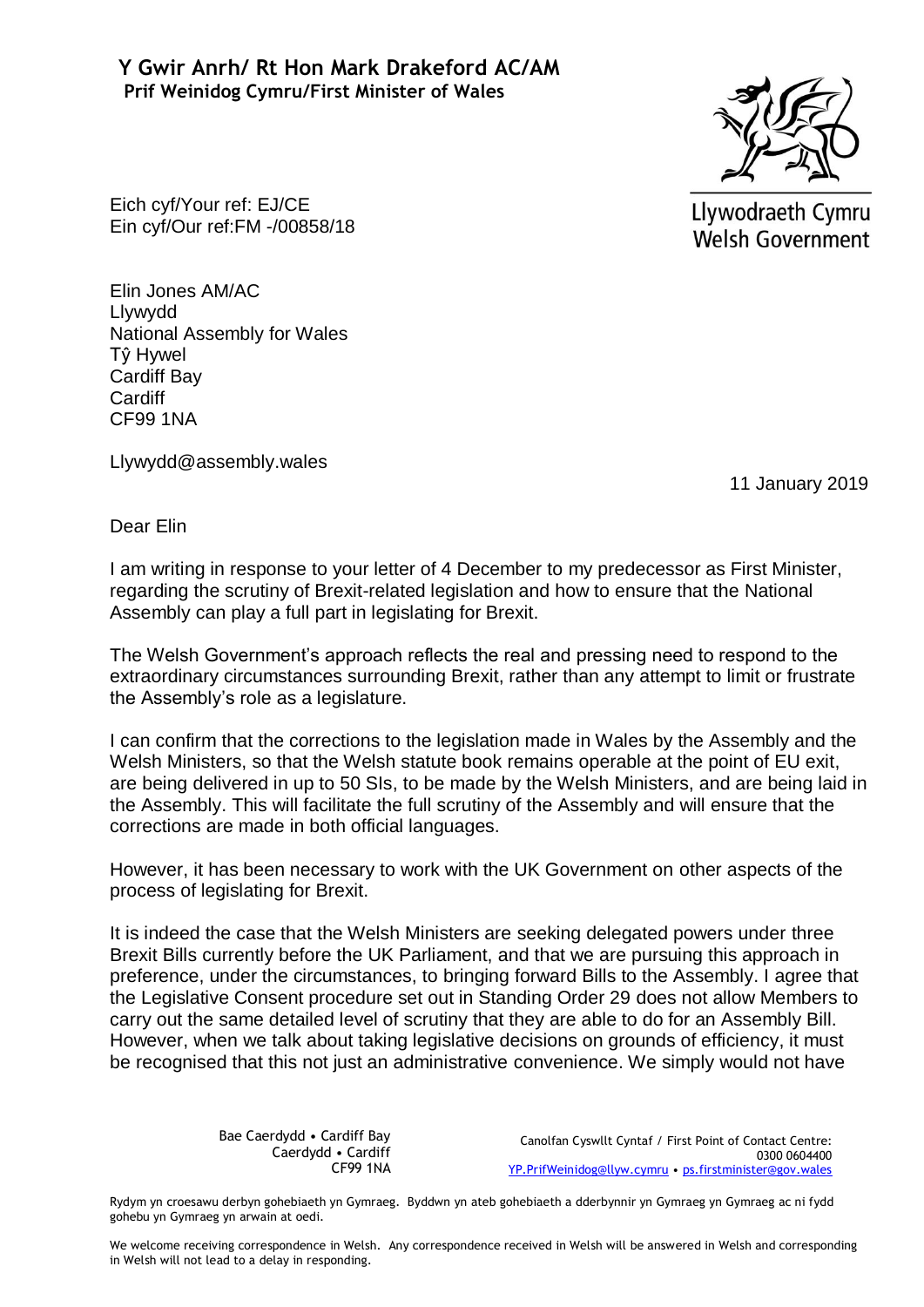**Y Gwir Anrh/ Rt Hon Mark Drakeford AC/AM**
**Prif Weinidog Cymru/First Minister of Wales**

Llywodraeth Cymru
Welsh Government

Eich cyf/Your ref: EJ/CE
Ein cyf/Our ref:FM -/00858/18

Elin Jones AM/AC
Llywydd
National Assembly for Wales
Tŷ Hywel
Cardiff Bay
Cardiff
CF99 1NA

Llywydd@assembly.wales

11 January 2019

Dear Elin

I am writing in response to your letter of 4 December to my predecessor as First Minister, regarding the scrutiny of Brexit-related legislation and how to ensure that the National Assembly can play a full part in legislating for Brexit.

The Welsh Government's approach reflects the real and pressing need to respond to the extraordinary circumstances surrounding Brexit, rather than any attempt to limit or frustrate the Assembly's role as a legislature.

I can confirm that the corrections to the legislation made in Wales by the Assembly and the Welsh Ministers, so that the Welsh statute book remains operable at the point of EU exit, are being delivered in up to 50 SIs, to be made by the Welsh Ministers, and are being laid in the Assembly. This will facilitate the full scrutiny of the Assembly and will ensure that the corrections are made in both official languages.

However, it has been necessary to work with the UK Government on other aspects of the process of legislating for Brexit.

It is indeed the case that the Welsh Ministers are seeking delegated powers under three Brexit Bills currently before the UK Parliament, and that we are pursuing this approach in preference, under the circumstances, to bringing forward Bills to the Assembly. I agree that the Legislative Consent procedure set out in Standing Order 29 does not allow Members to carry out the same detailed level of scrutiny that they are able to do for an Assembly Bill. However, when we talk about taking legislative decisions on grounds of efficiency, it must be recognised that this not just an administrative convenience. We simply would not have

Bae Caerdydd • Cardiff Bay
Caerdydd • Cardiff
CF99 1NA

Canolfan Cyswllt Cyntaf / First Point of Contact Centre:
0300 0604400
YP.PrifWeinidog@llyw.cymru • ps.firstminister@gov.wales

Rydym yn croesawu derbyn gohebiaeth yn Gymraeg. Byddwn yn ateb gohebiaeth a dderbynnir yn Gymraeg yn Gymraeg ac ni fydd gohebu yn Gymraeg yn arwain at oedi.

We welcome receiving correspondence in Welsh. Any correspondence received in Welsh will be answered in Welsh and corresponding in Welsh will not lead to a delay in responding.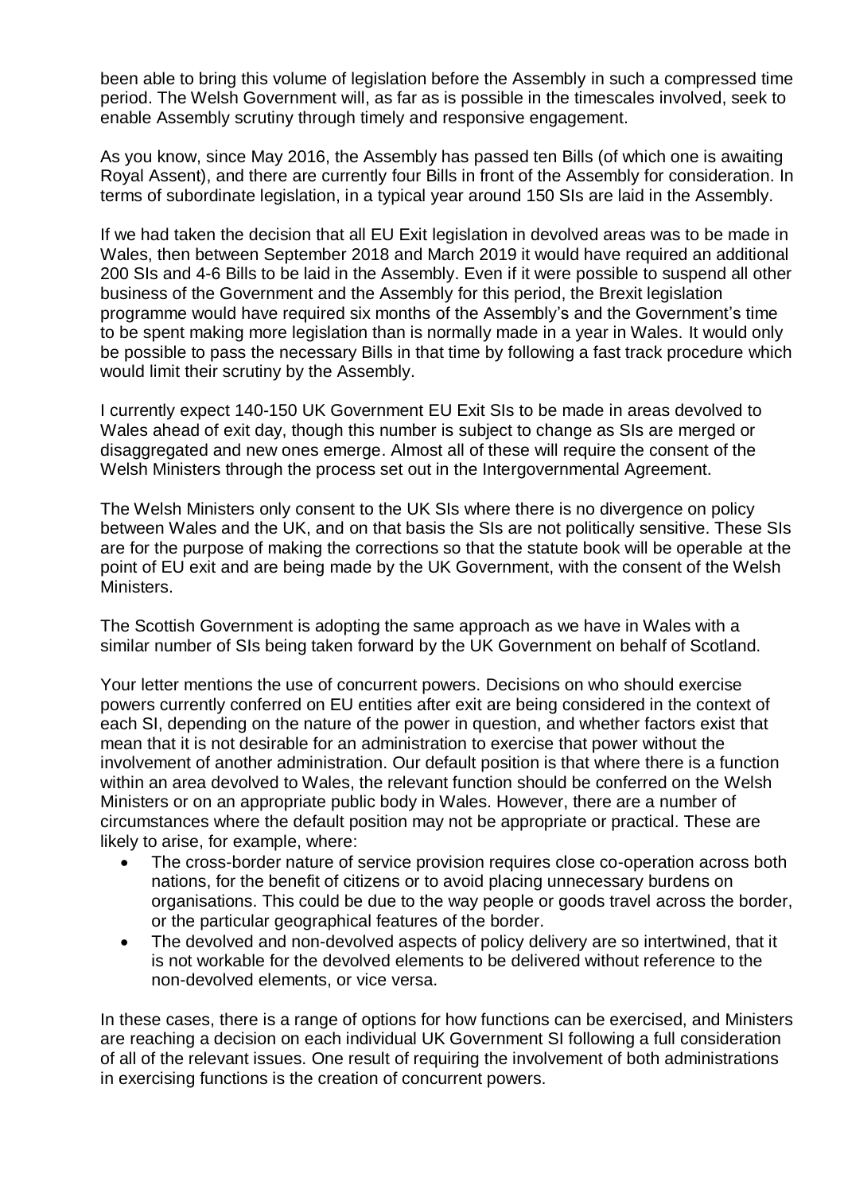been able to bring this volume of legislation before the Assembly in such a compressed time period. The Welsh Government will, as far as is possible in the timescales involved, seek to enable Assembly scrutiny through timely and responsive engagement.

As you know, since May 2016, the Assembly has passed ten Bills (of which one is awaiting Royal Assent), and there are currently four Bills in front of the Assembly for consideration. In terms of subordinate legislation, in a typical year around 150 SIs are laid in the Assembly.

If we had taken the decision that all EU Exit legislation in devolved areas was to be made in Wales, then between September 2018 and March 2019 it would have required an additional 200 SIs and 4-6 Bills to be laid in the Assembly. Even if it were possible to suspend all other business of the Government and the Assembly for this period, the Brexit legislation programme would have required six months of the Assembly's and the Government's time to be spent making more legislation than is normally made in a year in Wales. It would only be possible to pass the necessary Bills in that time by following a fast track procedure which would limit their scrutiny by the Assembly.

I currently expect 140-150 UK Government EU Exit SIs to be made in areas devolved to Wales ahead of exit day, though this number is subject to change as SIs are merged or disaggregated and new ones emerge. Almost all of these will require the consent of the Welsh Ministers through the process set out in the Intergovernmental Agreement.

The Welsh Ministers only consent to the UK SIs where there is no divergence on policy between Wales and the UK, and on that basis the SIs are not politically sensitive. These SIs are for the purpose of making the corrections so that the statute book will be operable at the point of EU exit and are being made by the UK Government, with the consent of the Welsh Ministers.

The Scottish Government is adopting the same approach as we have in Wales with a similar number of SIs being taken forward by the UK Government on behalf of Scotland.

Your letter mentions the use of concurrent powers. Decisions on who should exercise powers currently conferred on EU entities after exit are being considered in the context of each SI, depending on the nature of the power in question, and whether factors exist that mean that it is not desirable for an administration to exercise that power without the involvement of another administration. Our default position is that where there is a function within an area devolved to Wales, the relevant function should be conferred on the Welsh Ministers or on an appropriate public body in Wales. However, there are a number of circumstances where the default position may not be appropriate or practical. These are likely to arise, for example, where:

- The cross-border nature of service provision requires close co-operation across both nations, for the benefit of citizens or to avoid placing unnecessary burdens on organisations. This could be due to the way people or goods travel across the border, or the particular geographical features of the border.
- The devolved and non-devolved aspects of policy delivery are so intertwined, that it is not workable for the devolved elements to be delivered without reference to the non-devolved elements, or vice versa.

In these cases, there is a range of options for how functions can be exercised, and Ministers are reaching a decision on each individual UK Government SI following a full consideration of all of the relevant issues. One result of requiring the involvement of both administrations in exercising functions is the creation of concurrent powers.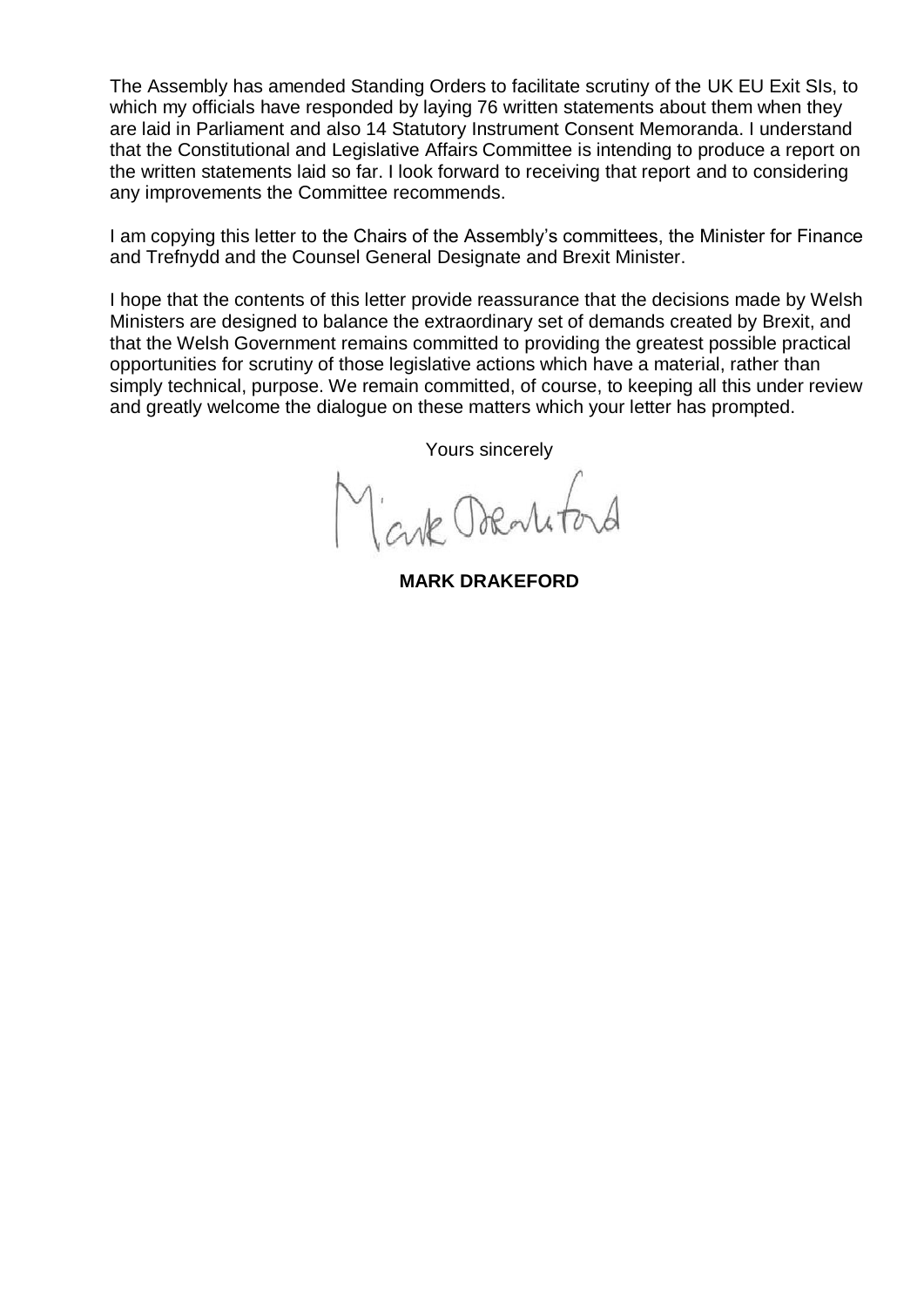The Assembly has amended Standing Orders to facilitate scrutiny of the UK EU Exit SIs, to which my officials have responded by laying 76 written statements about them when they are laid in Parliament and also 14 Statutory Instrument Consent Memoranda. I understand that the Constitutional and Legislative Affairs Committee is intending to produce a report on the written statements laid so far. I look forward to receiving that report and to considering any improvements the Committee recommends.

I am copying this letter to the Chairs of the Assembly's committees, the Minister for Finance and Trefnydd and the Counsel General Designate and Brexit Minister.

I hope that the contents of this letter provide reassurance that the decisions made by Welsh Ministers are designed to balance the extraordinary set of demands created by Brexit, and that the Welsh Government remains committed to providing the greatest possible practical opportunities for scrutiny of those legislative actions which have a material, rather than simply technical, purpose. We remain committed, of course, to keeping all this under review and greatly welcome the dialogue on these matters which your letter has prompted.

Yours sincerely

**MARK DRAKEFORD**